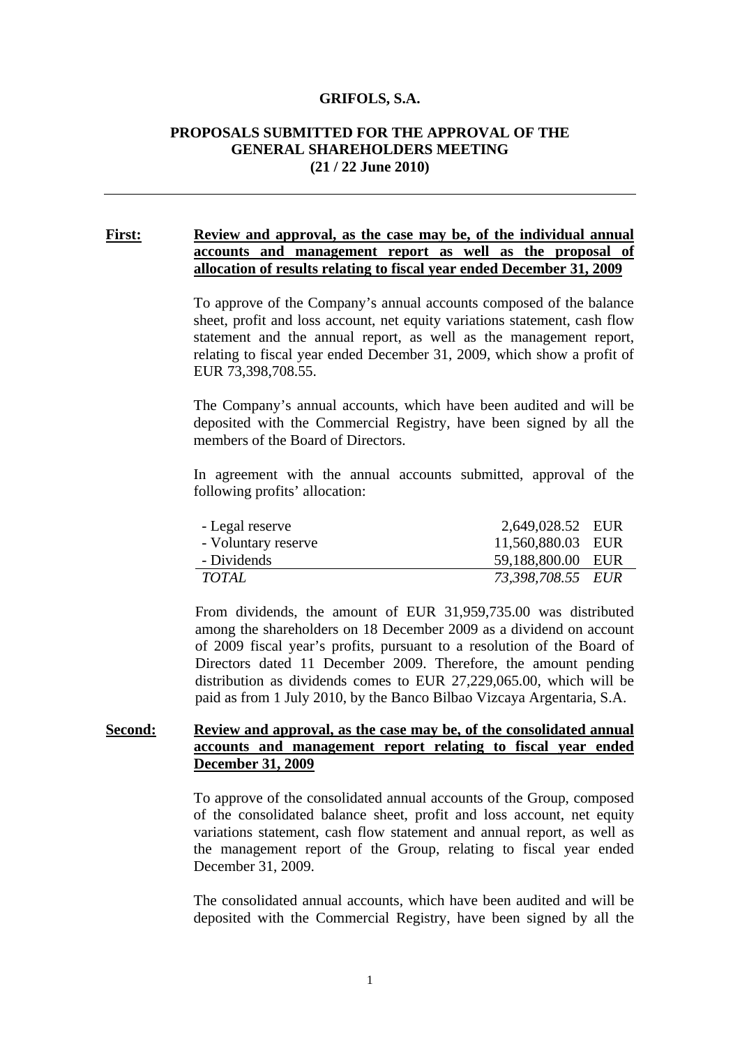**GRIFOLS, S.A.**

**PROPOSALS SUBMITTED FOR THE APPROVAL OF THE GENERAL SHAREHOLDERS MEETING (21 / 22 June 2010)**

---

**First:** **Review and approval, as the case may be, of the individual annual accounts and management report as well as the proposal of allocation of results relating to fiscal year ended December 31, 2009**

To approve of the Company's annual accounts composed of the balance sheet, profit and loss account, net equity variations statement, cash flow statement and the annual report, as well as the management report, relating to fiscal year ended December 31, 2009, which show a profit of EUR 73,398,708.55.

The Company's annual accounts, which have been audited and will be deposited with the Commercial Registry, have been signed by all the members of the Board of Directors.

In agreement with the annual accounts submitted, approval of the following profits' allocation:

| | | |
|---|---|---|
| - Legal reserve | 2,649,028.52 | EUR |
| - Voluntary reserve | 11,560,880.03 | EUR |
| - Dividends | 59,188,800.00 | EUR |
| *TOTAL* | *73,398,708.55* | *EUR* |

From dividends, the amount of EUR 31,959,735.00 was distributed among the shareholders on 18 December 2009 as a dividend on account of 2009 fiscal year's profits, pursuant to a resolution of the Board of Directors dated 11 December 2009. Therefore, the amount pending distribution as dividends comes to EUR 27,229,065.00, which will be paid as from 1 July 2010, by the Banco Bilbao Vizcaya Argentaria, S.A.

**Second:** **Review and approval, as the case may be, of the consolidated annual accounts and management report relating to fiscal year ended December 31, 2009**

To approve of the consolidated annual accounts of the Group, composed of the consolidated balance sheet, profit and loss account, net equity variations statement, cash flow statement and annual report, as well as the management report of the Group, relating to fiscal year ended December 31, 2009.

The consolidated annual accounts, which have been audited and will be deposited with the Commercial Registry, have been signed by all the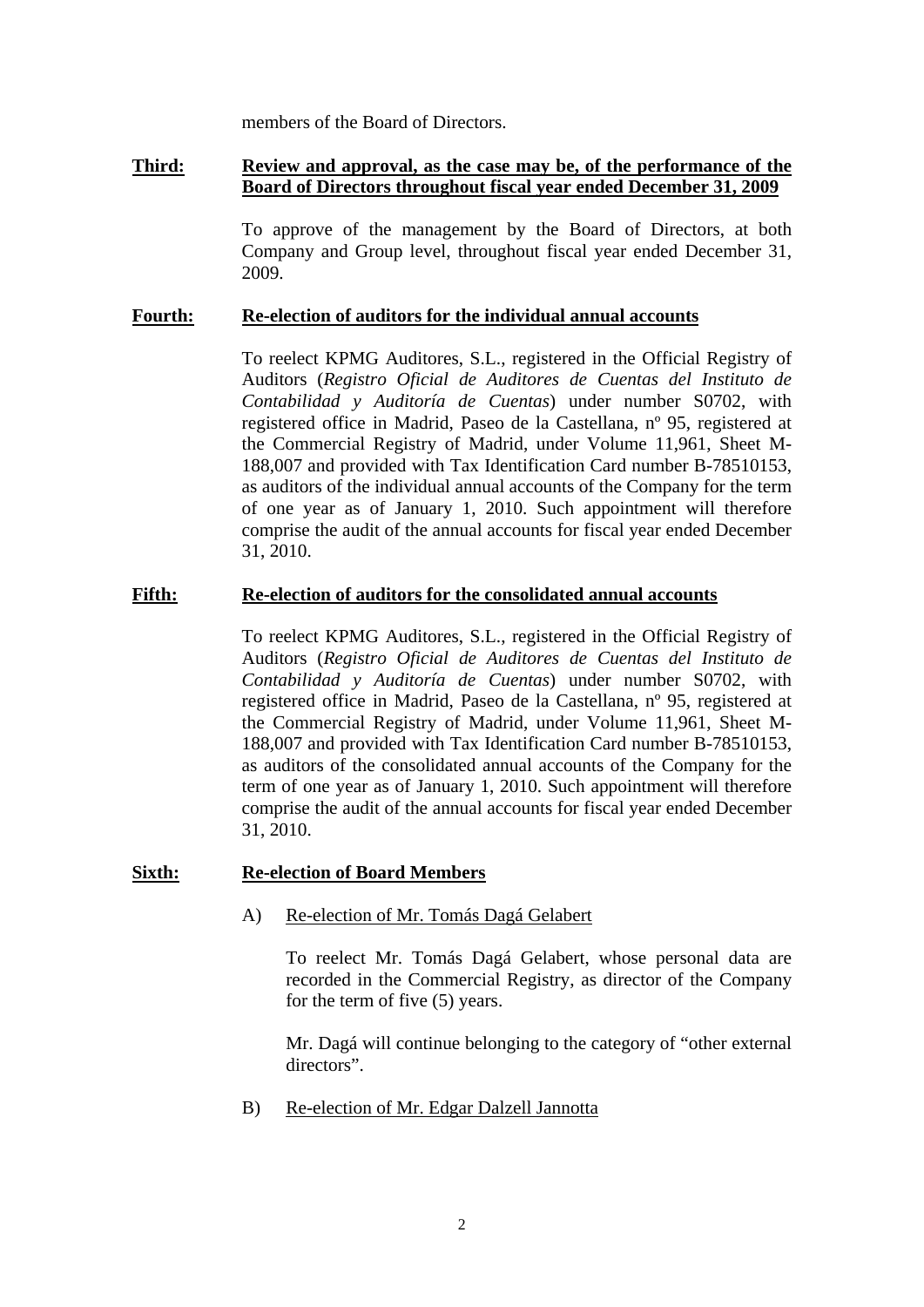members of the Board of Directors.

**Third:** **Review and approval, as the case may be, of the performance of the Board of Directors throughout fiscal year ended December 31, 2009**

To approve of the management by the Board of Directors, at both Company and Group level, throughout fiscal year ended December 31, 2009.

**Fourth:** **Re-election of auditors for the individual annual accounts**

To reelect KPMG Auditores, S.L., registered in the Official Registry of Auditors (*Registro Oficial de Auditores de Cuentas del Instituto de Contabilidad y Auditoría de Cuentas*) under number S0702, with registered office in Madrid, Paseo de la Castellana, nº 95, registered at the Commercial Registry of Madrid, under Volume 11,961, Sheet M-188,007 and provided with Tax Identification Card number B-78510153, as auditors of the individual annual accounts of the Company for the term of one year as of January 1, 2010. Such appointment will therefore comprise the audit of the annual accounts for fiscal year ended December 31, 2010.

**Fifth:** **Re-election of auditors for the consolidated annual accounts**

To reelect KPMG Auditores, S.L., registered in the Official Registry of Auditors (*Registro Oficial de Auditores de Cuentas del Instituto de Contabilidad y Auditoría de Cuentas*) under number S0702, with registered office in Madrid, Paseo de la Castellana, nº 95, registered at the Commercial Registry of Madrid, under Volume 11,961, Sheet M-188,007 and provided with Tax Identification Card number B-78510153, as auditors of the consolidated annual accounts of the Company for the term of one year as of January 1, 2010. Such appointment will therefore comprise the audit of the annual accounts for fiscal year ended December 31, 2010.

**Sixth:** **Re-election of Board Members**

A) Re-election of Mr. Tomás Dagá Gelabert

To reelect Mr. Tomás Dagá Gelabert, whose personal data are recorded in the Commercial Registry, as director of the Company for the term of five (5) years.

Mr. Dagá will continue belonging to the category of "other external directors".

B) Re-election of Mr. Edgar Dalzell Jannotta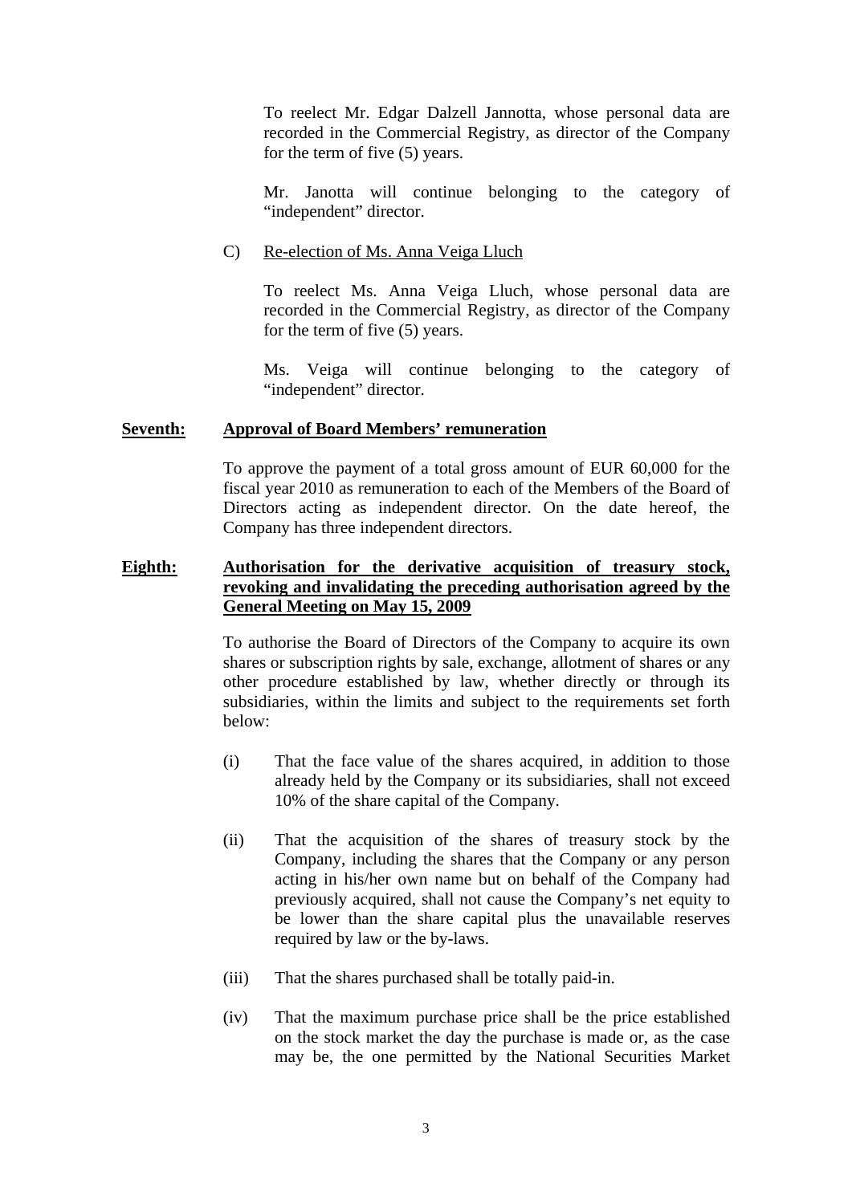To reelect Mr. Edgar Dalzell Jannotta, whose personal data are recorded in the Commercial Registry, as director of the Company for the term of five (5) years.

Mr. Janotta will continue belonging to the category of "independent" director.

C) Re-election of Ms. Anna Veiga Lluch

To reelect Ms. Anna Veiga Lluch, whose personal data are recorded in the Commercial Registry, as director of the Company for the term of five (5) years.

Ms. Veiga will continue belonging to the category of "independent" director.

**Seventh: Approval of Board Members' remuneration**

To approve the payment of a total gross amount of EUR 60,000 for the fiscal year 2010 as remuneration to each of the Members of the Board of Directors acting as independent director. On the date hereof, the Company has three independent directors.

**Eighth: Authorisation for the derivative acquisition of treasury stock, revoking and invalidating the preceding authorisation agreed by the General Meeting on May 15, 2009**

To authorise the Board of Directors of the Company to acquire its own shares or subscription rights by sale, exchange, allotment of shares or any other procedure established by law, whether directly or through its subsidiaries, within the limits and subject to the requirements set forth below:

(i) That the face value of the shares acquired, in addition to those already held by the Company or its subsidiaries, shall not exceed 10% of the share capital of the Company.

(ii) That the acquisition of the shares of treasury stock by the Company, including the shares that the Company or any person acting in his/her own name but on behalf of the Company had previously acquired, shall not cause the Company's net equity to be lower than the share capital plus the unavailable reserves required by law or the by-laws.

(iii) That the shares purchased shall be totally paid-in.

(iv) That the maximum purchase price shall be the price established on the stock market the day the purchase is made or, as the case may be, the one permitted by the National Securities Market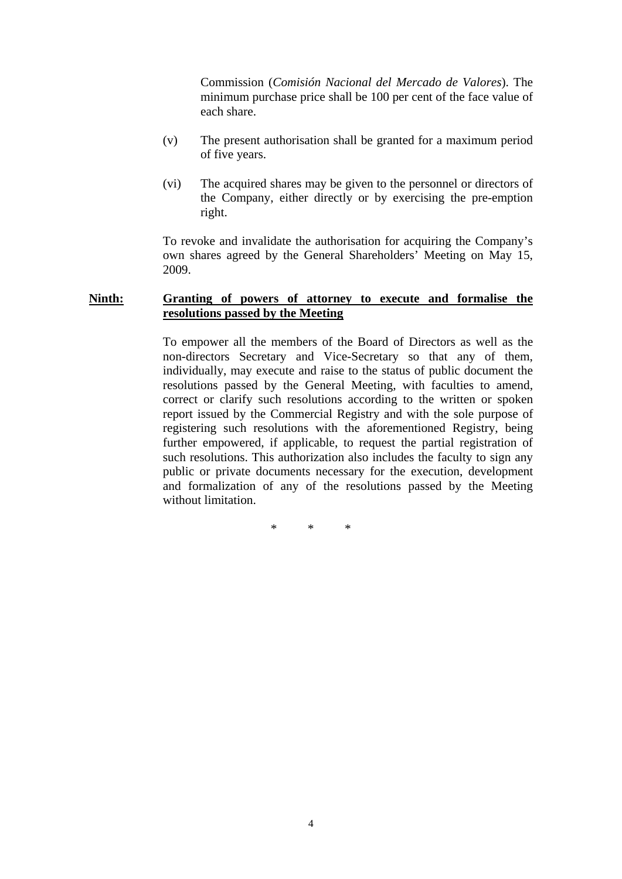Commission (*Comisión Nacional del Mercado de Valores*). The minimum purchase price shall be 100 per cent of the face value of each share.

(v) The present authorisation shall be granted for a maximum period of five years.

(vi) The acquired shares may be given to the personnel or directors of the Company, either directly or by exercising the pre-emption right.

To revoke and invalidate the authorisation for acquiring the Company's own shares agreed by the General Shareholders' Meeting on May 15, 2009.

**Ninth:** **Granting of powers of attorney to execute and formalise the resolutions passed by the Meeting**

To empower all the members of the Board of Directors as well as the non-directors Secretary and Vice-Secretary so that any of them, individually, may execute and raise to the status of public document the resolutions passed by the General Meeting, with faculties to amend, correct or clarify such resolutions according to the written or spoken report issued by the Commercial Registry and with the sole purpose of registering such resolutions with the aforementioned Registry, being further empowered, if applicable, to request the partial registration of such resolutions. This authorization also includes the faculty to sign any public or private documents necessary for the execution, development and formalization of any of the resolutions passed by the Meeting without limitation.

\* \* \*